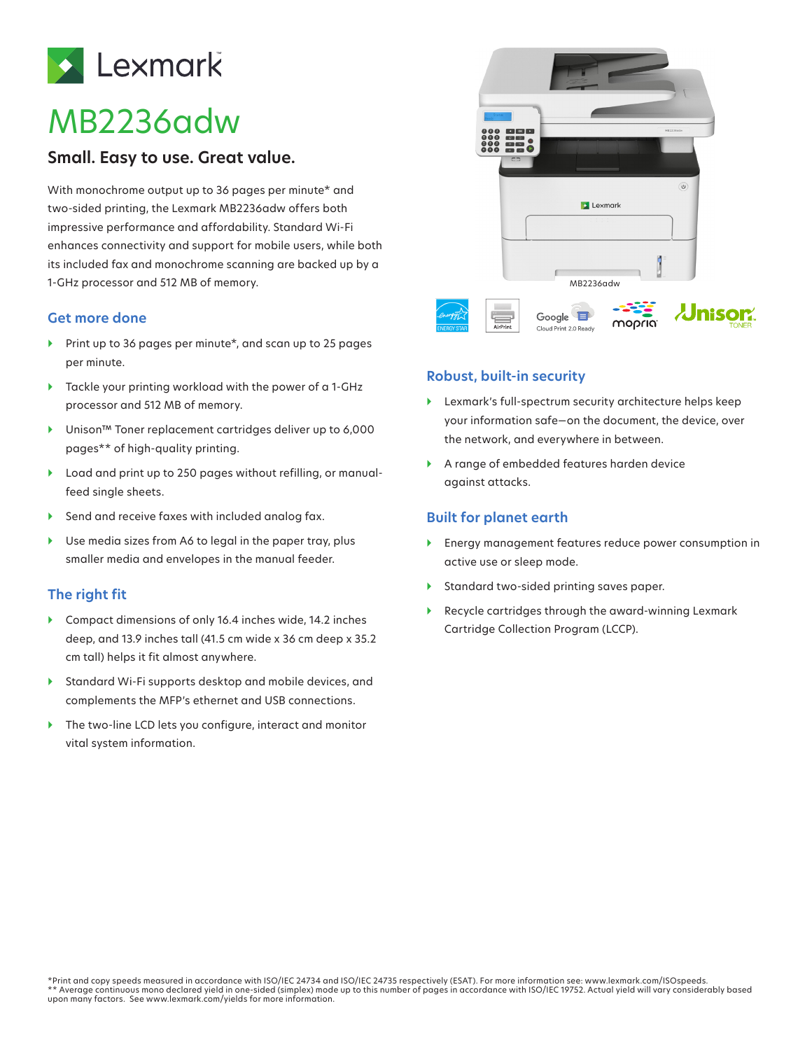Lexmark

# MB2236adw

## Small. Easy to use. Great value.

With monochrome output up to 36 pages per minute* and two-sided printing, the Lexmark MB2236adw offers both impressive performance and affordability. Standard Wi-Fi enhances connectivity and support for mobile users, while both its included fax and monochrome scanning are backed up by a 1-GHz processor and 512 MB of memory.

### Get more done

- Print up to 36 pages per minute*, and scan up to 25 pages per minute.
- Tackle your printing workload with the power of a 1-GHz processor and 512 MB of memory.
- Unison™ Toner replacement cartridges deliver up to 6,000 pages** of high-quality printing.
- Load and print up to 250 pages without refilling, or manual-feed single sheets.
- Send and receive faxes with included analog fax.
- Use media sizes from A6 to legal in the paper tray, plus smaller media and envelopes in the manual feeder.

### The right fit

- Compact dimensions of only 16.4 inches wide, 14.2 inches deep, and 13.9 inches tall (41.5 cm wide x 36 cm deep x 35.2 cm tall) helps it fit almost anywhere.
- Standard Wi-Fi supports desktop and mobile devices, and complements the MFP's ethernet and USB connections.
- The two-line LCD lets you configure, interact and monitor vital system information.

MB2236adw

### Robust, built-in security

- Lexmark's full-spectrum security architecture helps keep your information safe—on the document, the device, over the network, and everywhere in between.
- A range of embedded features harden device against attacks.

### Built for planet earth

- Energy management features reduce power consumption in active use or sleep mode.
- Standard two-sided printing saves paper.
- Recycle cartridges through the award-winning Lexmark Cartridge Collection Program (LCCP).

*Print and copy speeds measured in accordance with ISO/IEC 24734 and ISO/IEC 24735 respectively (ESAT). For more information see: www.lexmark.com/ISOspeeds.
** Average continuous mono declared yield in one-sided (simplex) mode up to this number of pages in accordance with ISO/IEC 19752. Actual yield will vary considerably based upon many factors. See www.lexmark.com/yields for more information.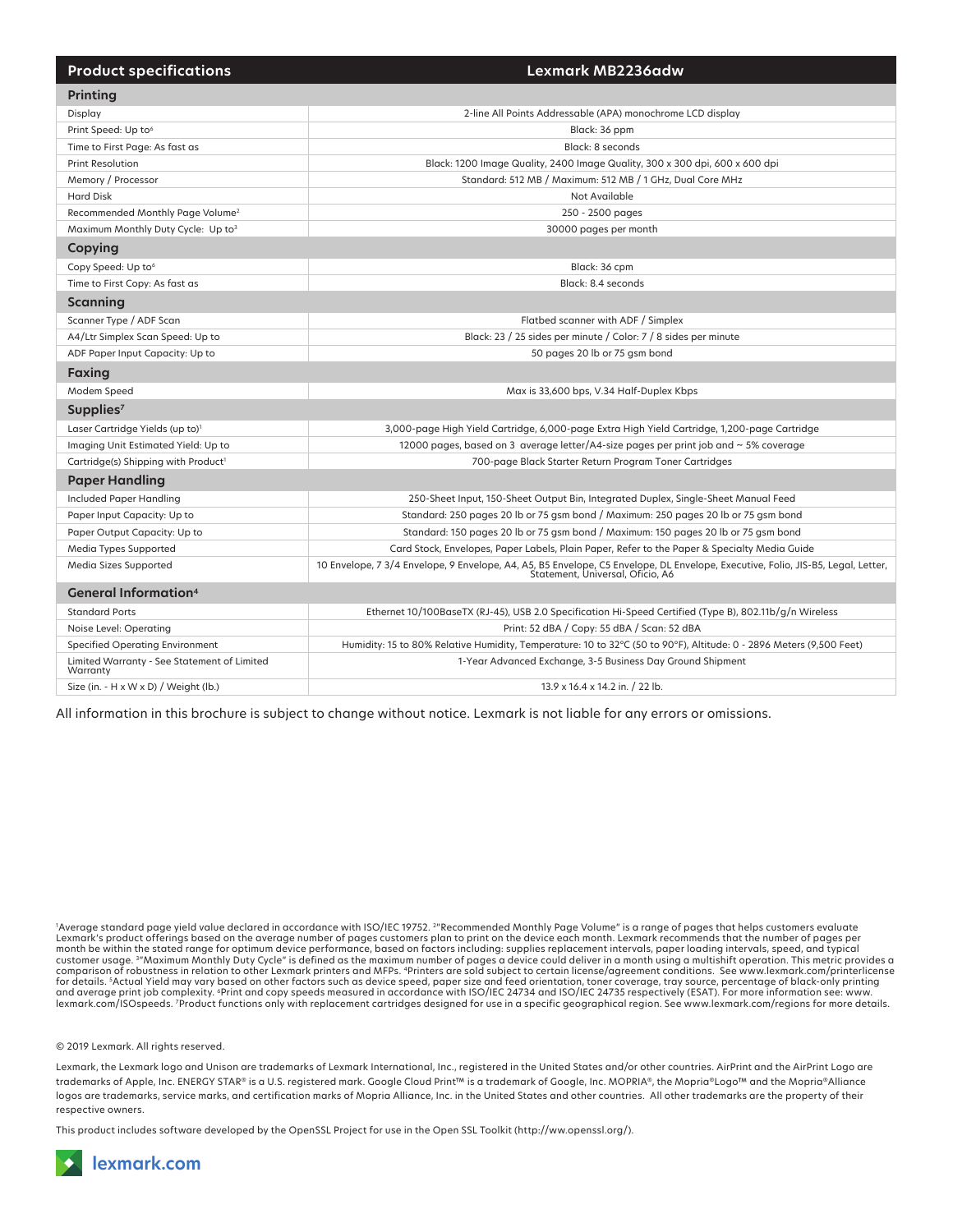| Product specifications | Lexmark MB2236adw |
|---|---|
| **Printing** | |
| Display | 2-line All Points Addressable (APA) monochrome LCD display |
| Print Speed: Up to[6] | Black: 36 ppm |
| Time to First Page: As fast as | Black: 8 seconds |
| Print Resolution | Black: 1200 Image Quality, 2400 Image Quality, 300 x 300 dpi, 600 x 600 dpi |
| Memory / Processor | Standard: 512 MB / Maximum: 512 MB / 1 GHz, Dual Core MHz |
| Hard Disk | Not Available |
| Recommended Monthly Page Volume[2] | 250 - 2500 pages |
| Maximum Monthly Duty Cycle: Up to[3] | 30000 pages per month |
| **Copying** | |
| Copy Speed: Up to[6] | Black: 36 cpm |
| Time to First Copy: As fast as | Black: 8.4 seconds |
| **Scanning** | |
| Scanner Type / ADF Scan | Flatbed scanner with ADF / Simplex |
| A4/Ltr Simplex Scan Speed: Up to | Black: 23 / 25 sides per minute / Color: 7 / 8 sides per minute |
| ADF Paper Input Capacity: Up to | 50 pages 20 lb or 75 gsm bond |
| **Faxing** | |
| Modem Speed | Max is 33,600 bps, V.34 Half-Duplex Kbps |
| **Supplies[7]** | |
| Laser Cartridge Yields (up to)[1] | 3,000-page High Yield Cartridge, 6,000-page Extra High Yield Cartridge, 1,200-page Cartridge |
| Imaging Unit Estimated Yield: Up to | 12000 pages, based on 3 average letter/A4-size pages per print job and ~ 5% coverage |
| Cartridge(s) Shipping with Product[1] | 700-page Black Starter Return Program Toner Cartridges |
| **Paper Handling** | |
| Included Paper Handling | 250-Sheet Input, 150-Sheet Output Bin, Integrated Duplex, Single-Sheet Manual Feed |
| Paper Input Capacity: Up to | Standard: 250 pages 20 lb or 75 gsm bond / Maximum: 250 pages 20 lb or 75 gsm bond |
| Paper Output Capacity: Up to | Standard: 150 pages 20 lb or 75 gsm bond / Maximum: 150 pages 20 lb or 75 gsm bond |
| Media Types Supported | Card Stock, Envelopes, Paper Labels, Plain Paper, Refer to the Paper & Specialty Media Guide |
| Media Sizes Supported | 10 Envelope, 7 3/4 Envelope, 9 Envelope, A4, A5, B5 Envelope, C5 Envelope, DL Envelope, Executive, Folio, JIS-B5, Legal, Letter, Statement, Universal, Oficio, A6 |
| **General Information[4]** | |
| Standard Ports | Ethernet 10/100BaseTX (RJ-45), USB 2.0 Specification Hi-Speed Certified (Type B), 802.11b/g/n Wireless |
| Noise Level: Operating | Print: 52 dBA / Copy: 55 dBA / Scan: 52 dBA |
| Specified Operating Environment | Humidity: 15 to 80% Relative Humidity, Temperature: 10 to 32°C (50 to 90°F), Altitude: 0 - 2896 Meters (9,500 Feet) |
| Limited Warranty - See Statement of Limited Warranty | 1-Year Advanced Exchange, 3-5 Business Day Ground Shipment |
| Size (in. - H x W x D) / Weight (lb.) | 13.9 x 16.4 x 14.2 in. / 22 lb. |

All information in this brochure is subject to change without notice. Lexmark is not liable for any errors or omissions.

[1]Average standard page yield value declared in accordance with ISO/IEC 19752. [2]"Recommended Monthly Page Volume" is a range of pages that helps customers evaluate Lexmark's product offerings based on the average number of pages customers plan to print on the device each month. Lexmark recommends that the number of pages per month be within the stated range for optimum device performance, based on factors including: supplies replacement intervals, paper loading intervals, speed, and typical customer usage. [3]"Maximum Monthly Duty Cycle" is defined as the maximum number of pages a device could deliver in a month using a multishift operation. This metric provides a comparison of robustness in relation to other Lexmark printers and MFPs. [4]Printers are sold subject to certain license/agreement conditions. See www.lexmark.com/printerlicense for details. [5]Actual Yield may vary based on other factors such as device speed, paper size and feed orientation, toner coverage, tray source, percentage of black-only printing and average print job complexity. [6]Print and copy speeds measured in accordance with ISO/IEC 24734 and ISO/IEC 24735 respectively (ESAT). For more information see: www.lexmark.com/ISOspeeds. [7]Product functions only with replacement cartridges designed for use in a specific geographical region. See www.lexmark.com/regions for more details.

© 2019 Lexmark. All rights reserved.

Lexmark, the Lexmark logo and Unison are trademarks of Lexmark International, Inc., registered in the United States and/or other countries. AirPrint and the AirPrint Logo are trademarks of Apple, Inc. ENERGY STAR® is a U.S. registered mark. Google Cloud Print™ is a trademark of Google, Inc. MOPRIA®, the Mopria®Logo™ and the Mopria®Alliance logos are trademarks, service marks, and certification marks of Mopria Alliance, Inc. in the United States and other countries. All other trademarks are the property of their respective owners.

This product includes software developed by the OpenSSL Project for use in the Open SSL Toolkit (http://ww.openssl.org/).

lexmark.com